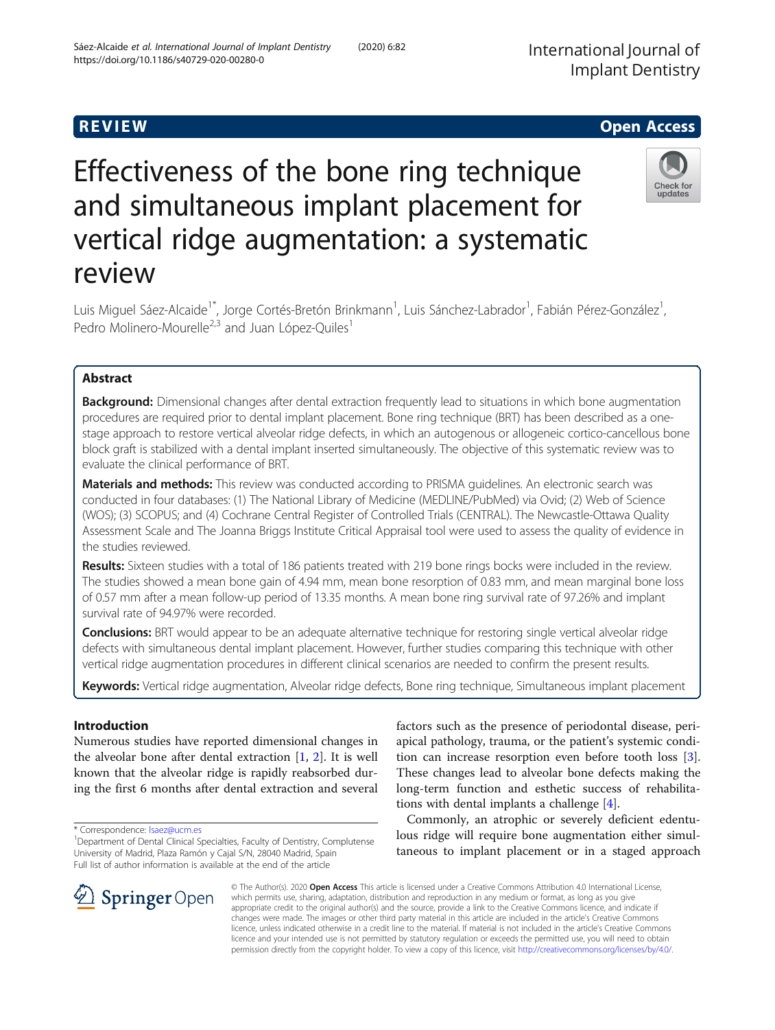REVIEW Open Access

# Effectiveness of the bone ring technique and simultaneous implant placement for vertical ridge augmentation: a systematic review

Luis Miguel Sáez-Alcaide[1*], Jorge Cortés-Bretón Brinkmann[1], Luis Sánchez-Labrador[1], Fabián Pérez-González[1], Pedro Molinero-Mourelle[2,3] and Juan López-Quiles[1]

## Abstract

**Background:** Dimensional changes after dental extraction frequently lead to situations in which bone augmentation procedures are required prior to dental implant placement. Bone ring technique (BRT) has been described as a one-stage approach to restore vertical alveolar ridge defects, in which an autogenous or allogeneic cortico-cancellous bone block graft is stabilized with a dental implant inserted simultaneously. The objective of this systematic review was to evaluate the clinical performance of BRT.

**Materials and methods:** This review was conducted according to PRISMA guidelines. An electronic search was conducted in four databases: (1) The National Library of Medicine (MEDLINE/PubMed) via Ovid; (2) Web of Science (WOS); (3) SCOPUS; and (4) Cochrane Central Register of Controlled Trials (CENTRAL). The Newcastle-Ottawa Quality Assessment Scale and The Joanna Briggs Institute Critical Appraisal tool were used to assess the quality of evidence in the studies reviewed.

**Results:** Sixteen studies with a total of 186 patients treated with 219 bone rings bocks were included in the review. The studies showed a mean bone gain of 4.94 mm, mean bone resorption of 0.83 mm, and mean marginal bone loss of 0.57 mm after a mean follow-up period of 13.35 months. A mean bone ring survival rate of 97.26% and implant survival rate of 94.97% were recorded.

**Conclusions:** BRT would appear to be an adequate alternative technique for restoring single vertical alveolar ridge defects with simultaneous dental implant placement. However, further studies comparing this technique with other vertical ridge augmentation procedures in different clinical scenarios are needed to confirm the present results.

**Keywords:** Vertical ridge augmentation, Alveolar ridge defects, Bone ring technique, Simultaneous implant placement

## Introduction

Numerous studies have reported dimensional changes in the alveolar bone after dental extraction [1, 2]. It is well known that the alveolar ridge is rapidly reabsorbed during the first 6 months after dental extraction and several factors such as the presence of periodontal disease, periapical pathology, trauma, or the patient's systemic condition can increase resorption even before tooth loss [3]. These changes lead to alveolar bone defects making the long-term function and esthetic success of rehabilitations with dental implants a challenge [4].

Commonly, an atrophic or severely deficient edentulous ridge will require bone augmentation either simultaneous to implant placement or in a staged approach

* Correspondence: lsaez@ucm.es
[1]Department of Dental Clinical Specialties, Faculty of Dentistry, Complutense University of Madrid, Plaza Ramón y Cajal S/N, 28040 Madrid, Spain
Full list of author information is available at the end of the article

© The Author(s). 2020 **Open Access** This article is licensed under a Creative Commons Attribution 4.0 International License, which permits use, sharing, adaptation, distribution and reproduction in any medium or format, as long as you give appropriate credit to the original author(s) and the source, provide a link to the Creative Commons licence, and indicate if changes were made. The images or other third party material in this article are included in the article's Creative Commons licence, unless indicated otherwise in a credit line to the material. If material is not included in the article's Creative Commons licence and your intended use is not permitted by statutory regulation or exceeds the permitted use, you will need to obtain permission directly from the copyright holder. To view a copy of this licence, visit http://creativecommons.org/licenses/by/4.0/.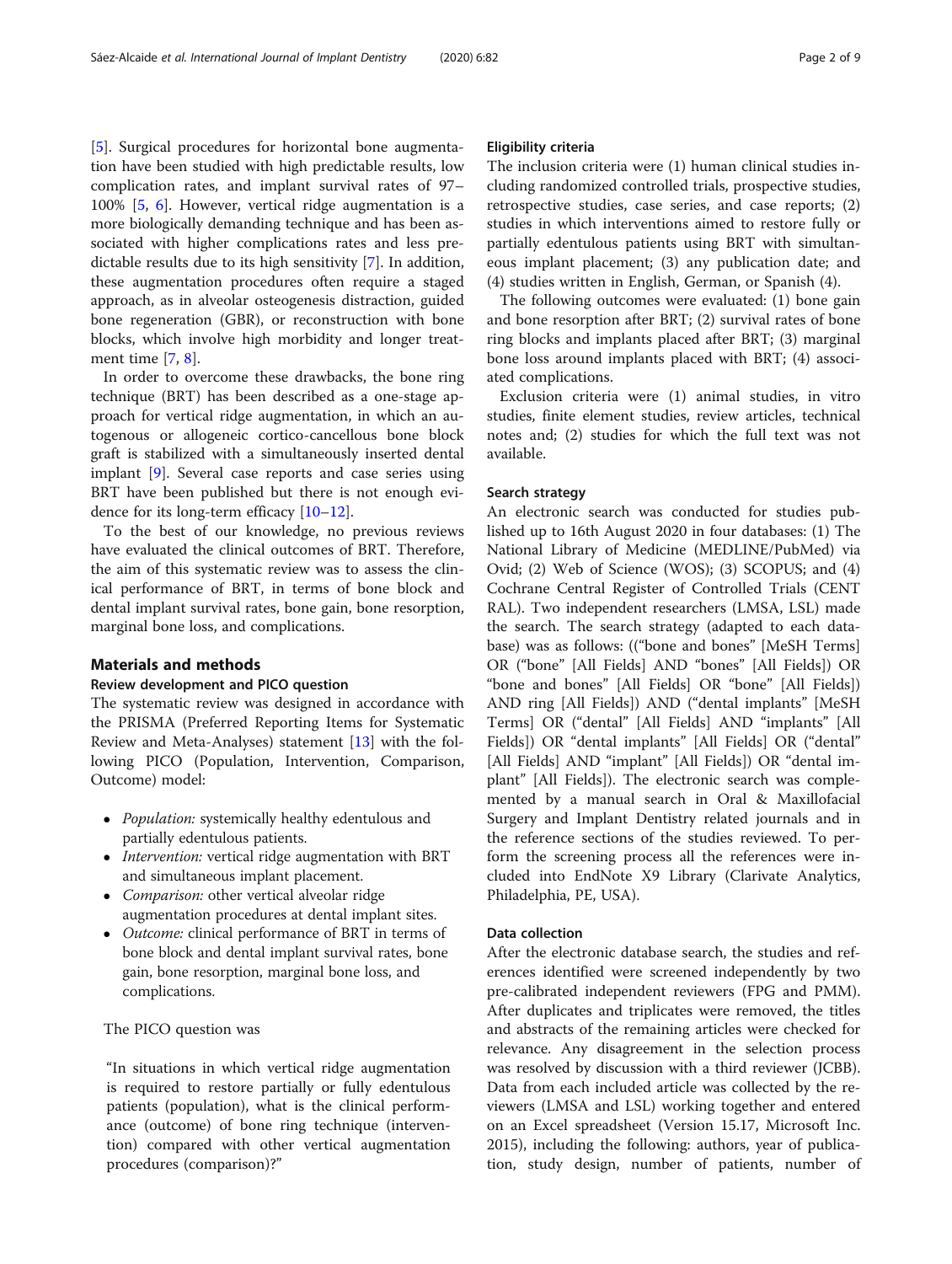[5]. Surgical procedures for horizontal bone augmentation have been studied with high predictable results, low complication rates, and implant survival rates of 97–100% [5, 6]. However, vertical ridge augmentation is a more biologically demanding technique and has been associated with higher complications rates and less predictable results due to its high sensitivity [7]. In addition, these augmentation procedures often require a staged approach, as in alveolar osteogenesis distraction, guided bone regeneration (GBR), or reconstruction with bone blocks, which involve high morbidity and longer treatment time [7, 8].

In order to overcome these drawbacks, the bone ring technique (BRT) has been described as a one-stage approach for vertical ridge augmentation, in which an autogenous or allogeneic cortico-cancellous bone block graft is stabilized with a simultaneously inserted dental implant [9]. Several case reports and case series using BRT have been published but there is not enough evidence for its long-term efficacy [10–12].

To the best of our knowledge, no previous reviews have evaluated the clinical outcomes of BRT. Therefore, the aim of this systematic review was to assess the clinical performance of BRT, in terms of bone block and dental implant survival rates, bone gain, bone resorption, marginal bone loss, and complications.

## Materials and methods

### Review development and PICO question

The systematic review was designed in accordance with the PRISMA (Preferred Reporting Items for Systematic Review and Meta-Analyses) statement [13] with the following PICO (Population, Intervention, Comparison, Outcome) model:

- *Population:* systemically healthy edentulous and partially edentulous patients.
- *Intervention:* vertical ridge augmentation with BRT and simultaneous implant placement.
- *Comparison:* other vertical alveolar ridge augmentation procedures at dental implant sites.
- *Outcome:* clinical performance of BRT in terms of bone block and dental implant survival rates, bone gain, bone resorption, marginal bone loss, and complications.

The PICO question was

"In situations in which vertical ridge augmentation is required to restore partially or fully edentulous patients (population), what is the clinical performance (outcome) of bone ring technique (intervention) compared with other vertical augmentation procedures (comparison)?"

### Eligibility criteria

The inclusion criteria were (1) human clinical studies including randomized controlled trials, prospective studies, retrospective studies, case series, and case reports; (2) studies in which interventions aimed to restore fully or partially edentulous patients using BRT with simultaneous implant placement; (3) any publication date; and (4) studies written in English, German, or Spanish (4).

The following outcomes were evaluated: (1) bone gain and bone resorption after BRT; (2) survival rates of bone ring blocks and implants placed after BRT; (3) marginal bone loss around implants placed with BRT; (4) associated complications.

Exclusion criteria were (1) animal studies, in vitro studies, finite element studies, review articles, technical notes and; (2) studies for which the full text was not available.

### Search strategy

An electronic search was conducted for studies published up to 16th August 2020 in four databases: (1) The National Library of Medicine (MEDLINE/PubMed) via Ovid; (2) Web of Science (WOS); (3) SCOPUS; and (4) Cochrane Central Register of Controlled Trials (CENTRAL). Two independent researchers (LMSA, LSL) made the search. The search strategy (adapted to each database) was as follows: (("bone and bones" [MeSH Terms] OR ("bone" [All Fields] AND "bones" [All Fields]) OR "bone and bones" [All Fields] OR "bone" [All Fields]) AND ring [All Fields]) AND ("dental implants" [MeSH Terms] OR ("dental" [All Fields] AND "implants" [All Fields]) OR "dental implants" [All Fields] OR ("dental" [All Fields] AND "implant" [All Fields]) OR "dental implant" [All Fields]). The electronic search was complemented by a manual search in Oral & Maxillofacial Surgery and Implant Dentistry related journals and in the reference sections of the studies reviewed. To perform the screening process all the references were included into EndNote X9 Library (Clarivate Analytics, Philadelphia, PE, USA).

### Data collection

After the electronic database search, the studies and references identified were screened independently by two pre-calibrated independent reviewers (FPG and PMM). After duplicates and triplicates were removed, the titles and abstracts of the remaining articles were checked for relevance. Any disagreement in the selection process was resolved by discussion with a third reviewer (JCBB). Data from each included article was collected by the reviewers (LMSA and LSL) working together and entered on an Excel spreadsheet (Version 15.17, Microsoft Inc. 2015), including the following: authors, year of publication, study design, number of patients, number of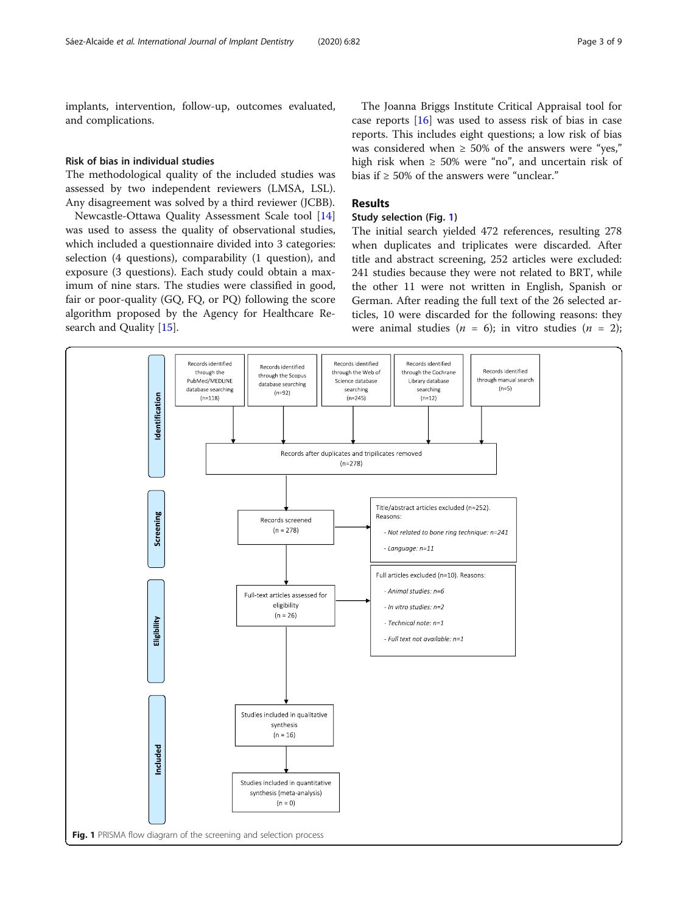implants, intervention, follow-up, outcomes evaluated, and complications.

### Risk of bias in individual studies

The methodological quality of the included studies was assessed by two independent reviewers (LMSA, LSL). Any disagreement was solved by a third reviewer (JCBB).

Newcastle-Ottawa Quality Assessment Scale tool [14] was used to assess the quality of observational studies, which included a questionnaire divided into 3 categories: selection (4 questions), comparability (1 question), and exposure (3 questions). Each study could obtain a maximum of nine stars. The studies were classified in good, fair or poor-quality (GQ, FQ, or PQ) following the score algorithm proposed by the Agency for Healthcare Research and Quality [15].

The Joanna Briggs Institute Critical Appraisal tool for case reports [16] was used to assess risk of bias in case reports. This includes eight questions; a low risk of bias was considered when ≥ 50% of the answers were "yes," high risk when ≥ 50% were "no", and uncertain risk of bias if ≥ 50% of the answers were "unclear."

## Results

### Study selection (Fig. 1)

The initial search yielded 472 references, resulting 278 when duplicates and triplicates were discarded. After title and abstract screening, 252 articles were excluded: 241 studies because they were not related to BRT, while the other 11 were not written in English, Spanish or German. After reading the full text of the 26 selected articles, 10 were discarded for the following reasons: they were animal studies ($n$ = 6); in vitro studies ($n$ = 2);

**Identification**

- Records identified through the PubMed/MEDLINE database searching (n=118)
- Records identified through the Scopus database searching (n=92)
- Records identified through the Web of Science database searching (n=245)
- Records identified through the Cochrane Library database searching (n=12)
- Records identified through manual search (n=5)

Records after duplicates and tripilicates removed (n=278)

**Screening**

Records screened (n = 278)

Title/abstract articles excluded (n=252). Reasons:
- *Not related to bone ring technique: n=241*
- *Language: n=11*

**Eligibility**

Full-text articles assessed for eligibility (n = 26)

Full articles excluded (n=10). Reasons:
- *Animal studies: n=6*
- *In vitro studies: n=2*
- *Technical note: n=1*
- *Full text not available: n=1*

**Included**

Studies included in qualitative synthesis (n = 16)

Studies included in quantitative synthesis (meta-analysis) (n = 0)

**Fig. 1** PRISMA flow diagram of the screening and selection process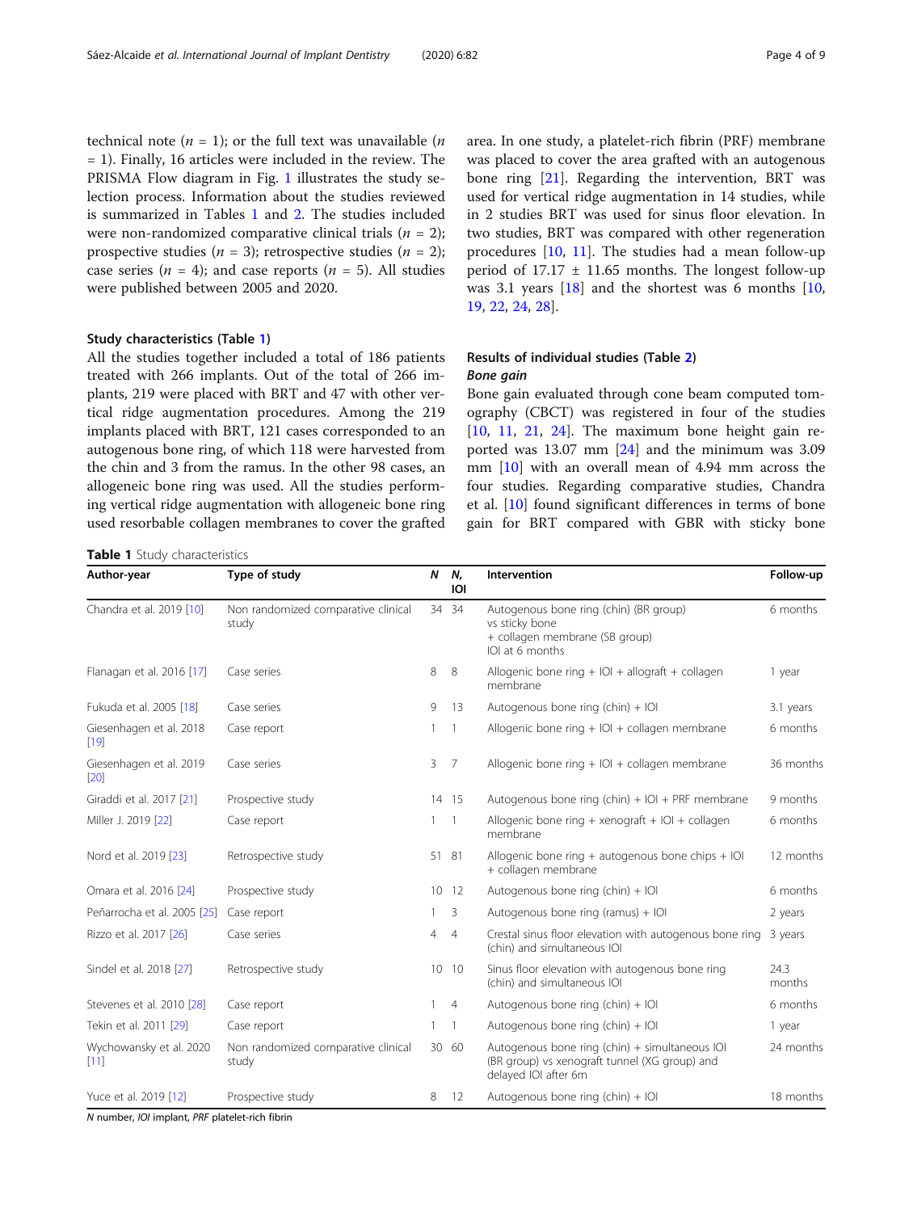technical note ($n$ = 1); or the full text was unavailable ($n$ = 1). Finally, 16 articles were included in the review. The PRISMA Flow diagram in Fig. 1 illustrates the study selection process. Information about the studies reviewed is summarized in Tables 1 and 2. The studies included were non-randomized comparative clinical trials ($n$ = 2); prospective studies ($n$ = 3); retrospective studies ($n$ = 2); case series ($n$ = 4); and case reports ($n$ = 5). All studies were published between 2005 and 2020.

#### Study characteristics (Table 1)

All the studies together included a total of 186 patients treated with 266 implants. Out of the total of 266 implants, 219 were placed with BRT and 47 with other vertical ridge augmentation procedures. Among the 219 implants placed with BRT, 121 cases corresponded to an autogenous bone ring, of which 118 were harvested from the chin and 3 from the ramus. In the other 98 cases, an allogeneic bone ring was used. All the studies performing vertical ridge augmentation with allogeneic bone ring used resorbable collagen membranes to cover the grafted area. In one study, a platelet-rich fibrin (PRF) membrane was placed to cover the area grafted with an autogenous bone ring [21]. Regarding the intervention, BRT was used for vertical ridge augmentation in 14 studies, while in 2 studies BRT was used for sinus floor elevation. In two studies, BRT was compared with other regeneration procedures [10, 11]. The studies had a mean follow-up period of 17.17 ± 11.65 months. The longest follow-up was 3.1 years [18] and the shortest was 6 months [10, 19, 22, 24, 28].

#### Results of individual studies (Table 2)

##### *Bone gain*

Bone gain evaluated through cone beam computed tomography (CBCT) was registered in four of the studies [10, 11, 21, 24]. The maximum bone height gain reported was 13.07 mm [24] and the minimum was 3.09 mm [10] with an overall mean of 4.94 mm across the four studies. Regarding comparative studies, Chandra et al. [10] found significant differences in terms of bone gain for BRT compared with GBR with sticky bone

**Table 1** Study characteristics

| Author-year | Type of study | N | N, IOI | Intervention | Follow-up |
|---|---|---|---|---|---|
| Chandra et al. 2019 [10] | Non randomized comparative clinical study | 34 | 34 | Autogenous bone ring (chin) (BR group) vs sticky bone + collagen membrane (SB group) IOI at 6 months | 6 months |
| Flanagan et al. 2016 [17] | Case series | 8 | 8 | Allogenic bone ring + IOI + allograft + collagen membrane | 1 year |
| Fukuda et al. 2005 [18] | Case series | 9 | 13 | Autogenous bone ring (chin) + IOI | 3.1 years |
| Giesenhagen et al. 2018 [19] | Case report | 1 | 1 | Allogenic bone ring + IOI + collagen membrane | 6 months |
| Giesenhagen et al. 2019 [20] | Case series | 3 | 7 | Allogenic bone ring + IOI + collagen membrane | 36 months |
| Giraddi et al. 2017 [21] | Prospective study | 14 | 15 | Autogenous bone ring (chin) + IOI + PRF membrane | 9 months |
| Miller J. 2019 [22] | Case report | 1 | 1 | Allogenic bone ring + xenograft + IOI + collagen membrane | 6 months |
| Nord et al. 2019 [23] | Retrospective study | 51 | 81 | Allogenic bone ring + autogenous bone chips + IOI + collagen membrane | 12 months |
| Omara et al. 2016 [24] | Prospective study | 10 | 12 | Autogenous bone ring (chin) + IOI | 6 months |
| Peñarrocha et al. 2005 [25] | Case report | 1 | 3 | Autogenous bone ring (ramus) + IOI | 2 years |
| Rizzo et al. 2017 [26] | Case series | 4 | 4 | Crestal sinus floor elevation with autogenous bone ring (chin) and simultaneous IOI | 3 years |
| Sindel et al. 2018 [27] | Retrospective study | 10 | 10 | Sinus floor elevation with autogenous bone ring (chin) and simultaneous IOI | 24.3 months |
| Stevenes et al. 2010 [28] | Case report | 1 | 4 | Autogenous bone ring (chin) + IOI | 6 months |
| Tekin et al. 2011 [29] | Case report | 1 | 1 | Autogenous bone ring (chin) + IOI | 1 year |
| Wychowansky et al. 2020 [11] | Non randomized comparative clinical study | 30 | 60 | Autogenous bone ring (chin) + simultaneous IOI (BR group) vs xenograft tunnel (XG group) and delayed IOI after 6m | 24 months |
| Yuce et al. 2019 [12] | Prospective study | 8 | 12 | Autogenous bone ring (chin) + IOI | 18 months |

*N* number, *IOI* implant, *PRF* platelet-rich fibrin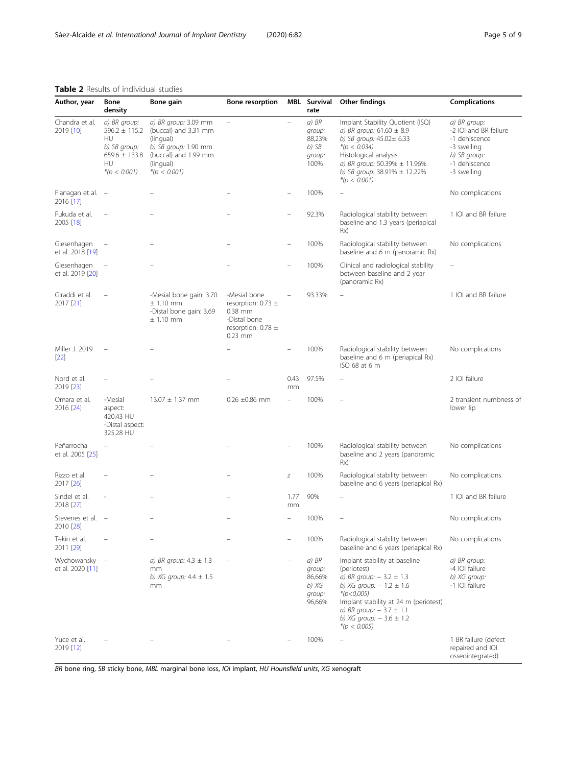**Table 2** Results of individual studies

| Author, year | Bone density | Bone gain | Bone resorption | MBL | Survival rate | Other findings | Complications |
|---|---|---|---|---|---|---|---|
| Chandra et al. 2019 [10] | *a) BR group:* 596.2 ± 115.2 HU *b) SB group:* 659.6 ± 133.8 HU *$(p < 0.001)$ | *a) BR group:* 3.09 mm (buccal) and 3.31 mm (lingual) *b) SB group:* 1.90 mm (buccal) and 1.99 mm (lingual) *$(p < 0.001)$ | – | – | *a) BR group:* 88,23% *b) SB group:* 100% | Implant Stability Quotient (ISQ) *a) BR group:* 61.60 ± 8.9 *b) SB group:* 45.02± 6.33 *$(p < 0.034)$ Histological analysis *a) BR group:* 50.39% ± 11.96% *b) SB group:* 38.91% ± 12.22% *$(p < 0.001)$ | *a) BR group:* -2 IOI and BR failure -1 dehiscence -3 swelling *b) SB group:* -1 dehiscence -3 swelling |
| Flanagan et al. 2016 [17] | – | – | – | – | 100% | – | No complications |
| Fukuda et al. 2005 [18] | – | – | – | – | 92.3% | Radiological stability between baseline and 1.3 years (periapical Rx) | 1 IOI and BR failure |
| Giesenhagen et al. 2018 [19] | – | – | – | – | 100% | Radiological stability between baseline and 6 m (panoramic Rx) | No complications |
| Giesenhagen et al. 2019 [20] | – | – | – | – | 100% | Clinical and radiological stability between baseline and 2 year (panoramic Rx) | – |
| Giraddi et al. 2017 [21] | – | -Mesial bone gain: 3.70 ± 1.10 mm -Distal bone gain: 3.69 ± 1.10 mm | -Mesial bone resorption: 0.73 ± 0.38 mm -Distal bone resorption: 0.78 ± 0.23 mm | – | 93.33% | – | 1 IOI and BR failure |
| Miller J. 2019 [22] | – | – | – | – | 100% | Radiological stability between baseline and 6 m (periapical Rx) ISQ 68 at 6 m | No complications |
| Nord et al. 2019 [23] | – | – | – | 0.43 mm | 97.5% | – | 2 IOI failure |
| Omara et al. 2016 [24] | -Mesial aspect: 420.43 HU -Distal aspect: 325.28 HU | 13.07 ± 1.37 mm | 0.26 ±0.86 mm | – | 100% | – | 2 transient numbness of lower lip |
| Peñarrocha et al. 2005 [25] | – | – | – | – | 100% | Radiological stability between baseline and 2 years (panoramic Rx) | No complications |
| Rizzo et al. 2017 [26] | – | – | – | z | 100% | Radiological stability between baseline and 6 years (periapical Rx) | No complications |
| Sindel et al. 2018 [27] | - | – | – | 1.77 mm | 90% | – | 1 IOI and BR failure |
| Stevenes et al. 2010 [28] | – | – | – | – | 100% | – | No complications |
| Tekin et al. 2011 [29] | – | – | – | – | 100% | Radiological stability between baseline and 6 years (periapical Rx) | No complications |
| Wychowansky et al. 2020 [11] | – | *a) BR group:* 4.3 ± 1.3 mm *b) XG group:* 4.4 ± 1.5 mm | – | – | *a) BR group:* 86,66% *b) XG group:* 96,66% | Implant stability at baseline (periotest) *a) BR group:* − 3.2 ± 1.3 *b) XG group:* − 1.2 ± 1.6 *$(p<0{,}005)$ Implant stability at 24 m (periotest) *a) BR group:* − 3.7 ± 1.1 *b) XG group:* − 3.6 ± 1.2 *$(p < 0.005)$ | *a) BR group:* -4 IOI failure *b) XG group:* -1 IOI failure |
| Yuce et al. 2019 [12] | – | – | – | – | 100% | – | 1 BR failure (defect repaired and IOI osseointegrated) |

*BR* bone ring, *SB* sticky bone, *MBL* marginal bone loss, *IOI* implant, *HU Hounsfield units*, *XG* xenograft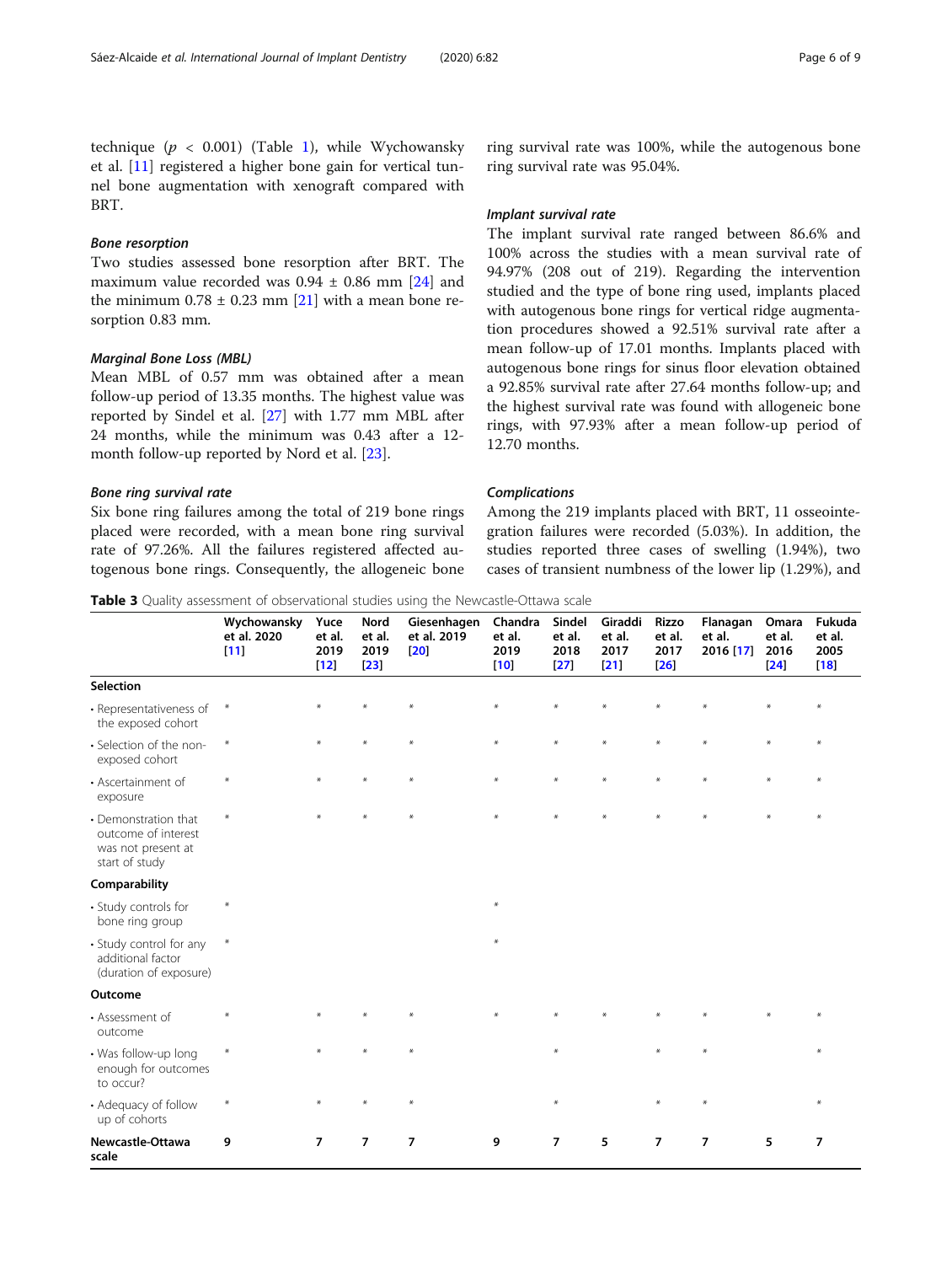technique ($p < 0.001$) (Table 1), while Wychowansky et al. [11] registered a higher bone gain for vertical tunnel bone augmentation with xenograft compared with BRT.

#### *Bone resorption*

Two studies assessed bone resorption after BRT. The maximum value recorded was 0.94 ± 0.86 mm [24] and the minimum 0.78 ± 0.23 mm [21] with a mean bone resorption 0.83 mm.

#### *Marginal Bone Loss (MBL)*

Mean MBL of 0.57 mm was obtained after a mean follow-up period of 13.35 months. The highest value was reported by Sindel et al. [27] with 1.77 mm MBL after 24 months, while the minimum was 0.43 after a 12-month follow-up reported by Nord et al. [23].

#### *Bone ring survival rate*

Six bone ring failures among the total of 219 bone rings placed were recorded, with a mean bone ring survival rate of 97.26%. All the failures registered affected autogenous bone rings. Consequently, the allogeneic bone ring survival rate was 100%, while the autogenous bone ring survival rate was 95.04%.

#### *Implant survival rate*

The implant survival rate ranged between 86.6% and 100% across the studies with a mean survival rate of 94.97% (208 out of 219). Regarding the intervention studied and the type of bone ring used, implants placed with autogenous bone rings for vertical ridge augmentation procedures showed a 92.51% survival rate after a mean follow-up of 17.01 months. Implants placed with autogenous bone rings for sinus floor elevation obtained a 92.85% survival rate after 27.64 months follow-up; and the highest survival rate was found with allogeneic bone rings, with 97.93% after a mean follow-up period of 12.70 months.

#### *Complications*

Among the 219 implants placed with BRT, 11 osseointegration failures were recorded (5.03%). In addition, the studies reported three cases of swelling (1.94%), two cases of transient numbness of the lower lip (1.29%), and

**Table 3** Quality assessment of observational studies using the Newcastle-Ottawa scale

| | Wychowansky et al. 2020 [11] | Yuce et al. 2019 [12] | Nord et al. 2019 [23] | Giesenhagen et al. 2019 [20] | Chandra et al. 2019 [10] | Sindel et al. 2018 [27] | Giraddi et al. 2017 [21] | Rizzo et al. 2017 [26] | Flanagan et al. 2016 [17] | Omara et al. 2016 [24] | Fukuda et al. 2005 [18] |
|---|---|---|---|---|---|---|---|---|---|---|---|
| **Selection** | | | | | | | | | | | |
| • Representativeness of the exposed cohort | * | * | * | * | * | * | * | * | * | * | * |
| • Selection of the non-exposed cohort | * | * | * | * | * | * | * | * | * | * | * |
| • Ascertainment of exposure | * | * | * | * | * | * | * | * | * | * | * |
| • Demonstration that outcome of interest was not present at start of study | * | * | * | * | * | * | * | * | * | * | * |
| **Comparability** | | | | | | | | | | | |
| • Study controls for bone ring group | * | | | | * | | | | | | |
| • Study control for any additional factor (duration of exposure) | * | | | | * | | | | | | |
| **Outcome** | | | | | | | | | | | |
| • Assessment of outcome | * | * | * | * | * | * | * | * | * | * | * |
| • Was follow-up long enough for outcomes to occur? | * | * | * | * | | * | | * | * | | * |
| • Adequacy of follow up of cohorts | * | * | * | * | | * | | * | * | | * |
| **Newcastle-Ottawa scale** | **9** | **7** | **7** | **7** | **9** | **7** | **5** | **7** | **7** | **5** | **7** |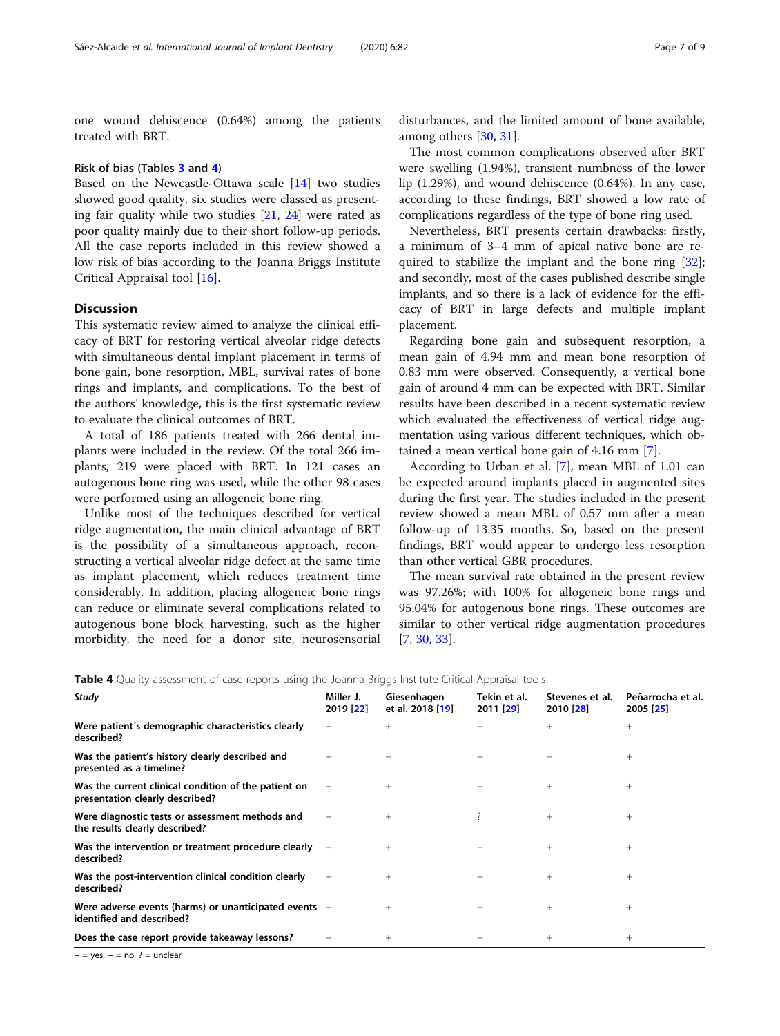one wound dehiscence (0.64%) among the patients treated with BRT.

### Risk of bias (Tables 3 and 4)

Based on the Newcastle-Ottawa scale [14] two studies showed good quality, six studies were classed as presenting fair quality while two studies [21, 24] were rated as poor quality mainly due to their short follow-up periods. All the case reports included in this review showed a low risk of bias according to the Joanna Briggs Institute Critical Appraisal tool [16].

## Discussion

This systematic review aimed to analyze the clinical efficacy of BRT for restoring vertical alveolar ridge defects with simultaneous dental implant placement in terms of bone gain, bone resorption, MBL, survival rates of bone rings and implants, and complications. To the best of the authors' knowledge, this is the first systematic review to evaluate the clinical outcomes of BRT.

A total of 186 patients treated with 266 dental implants were included in the review. Of the total 266 implants, 219 were placed with BRT. In 121 cases an autogenous bone ring was used, while the other 98 cases were performed using an allogeneic bone ring.

Unlike most of the techniques described for vertical ridge augmentation, the main clinical advantage of BRT is the possibility of a simultaneous approach, reconstructing a vertical alveolar ridge defect at the same time as implant placement, which reduces treatment time considerably. In addition, placing allogeneic bone rings can reduce or eliminate several complications related to autogenous bone block harvesting, such as the higher morbidity, the need for a donor site, neurosensorial disturbances, and the limited amount of bone available, among others [30, 31].

The most common complications observed after BRT were swelling (1.94%), transient numbness of the lower lip (1.29%), and wound dehiscence (0.64%). In any case, according to these findings, BRT showed a low rate of complications regardless of the type of bone ring used.

Nevertheless, BRT presents certain drawbacks: firstly, a minimum of 3–4 mm of apical native bone are required to stabilize the implant and the bone ring [32]; and secondly, most of the cases published describe single implants, and so there is a lack of evidence for the efficacy of BRT in large defects and multiple implant placement.

Regarding bone gain and subsequent resorption, a mean gain of 4.94 mm and mean bone resorption of 0.83 mm were observed. Consequently, a vertical bone gain of around 4 mm can be expected with BRT. Similar results have been described in a recent systematic review which evaluated the effectiveness of vertical ridge augmentation using various different techniques, which obtained a mean vertical bone gain of 4.16 mm [7].

According to Urban et al. [7], mean MBL of 1.01 can be expected around implants placed in augmented sites during the first year. The studies included in the present review showed a mean MBL of 0.57 mm after a mean follow-up of 13.35 months. So, based on the present findings, BRT would appear to undergo less resorption than other vertical GBR procedures.

The mean survival rate obtained in the present review was 97.26%; with 100% for allogeneic bone rings and 95.04% for autogenous bone rings. These outcomes are similar to other vertical ridge augmentation procedures [7, 30, 33].

**Table 4** Quality assessment of case reports using the Joanna Briggs Institute Critical Appraisal tools

| Study | Miller J. 2019 [22] | Giesenhagen et al. 2018 [19] | Tekin et al. 2011 [29] | Stevenes et al. 2010 [28] | Peñarrocha et al. 2005 [25] |
|---|---|---|---|---|---|
| Were patient´s demographic characteristics clearly described? | + | + | + | + | + |
| Was the patient's history clearly described and presented as a timeline? | + | − | − | − | + |
| Was the current clinical condition of the patient on presentation clearly described? | + | + | + | + | + |
| Were diagnostic tests or assessment methods and the results clearly described? | − | + | ? | + | + |
| Was the intervention or treatment procedure clearly described? | + | + | + | + | + |
| Was the post-intervention clinical condition clearly described? | + | + | + | + | + |
| Were adverse events (harms) or unanticipated events identified and described? | + | + | + | + | + |
| Does the case report provide takeaway lessons? | − | + | + | + | + |

+ = yes, − = no, ? = unclear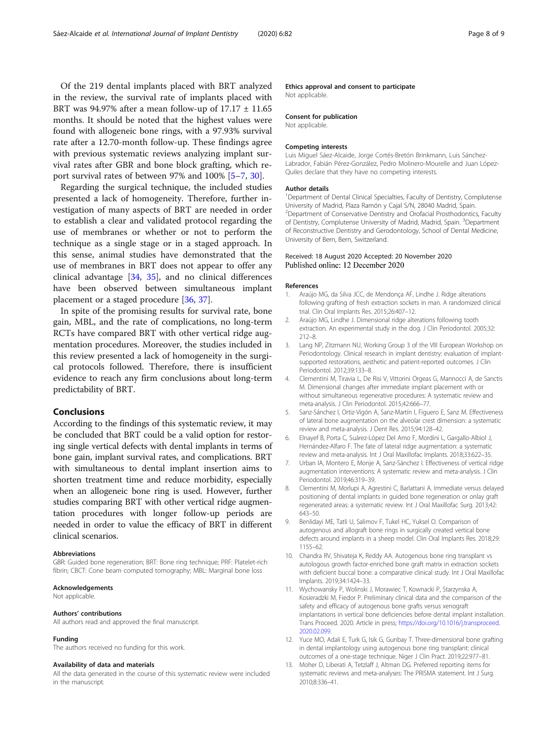Of the 219 dental implants placed with BRT analyzed in the review, the survival rate of implants placed with BRT was 94.97% after a mean follow-up of 17.17 ± 11.65 months. It should be noted that the highest values were found with allogeneic bone rings, with a 97.93% survival rate after a 12.70-month follow-up. These findings agree with previous systematic reviews analyzing implant survival rates after GBR and bone block grafting, which report survival rates of between 97% and 100% [5–7, 30].

Regarding the surgical technique, the included studies presented a lack of homogeneity. Therefore, further investigation of many aspects of BRT are needed in order to establish a clear and validated protocol regarding the use of membranes or whether or not to perform the technique as a single stage or in a staged approach. In this sense, animal studies have demonstrated that the use of membranes in BRT does not appear to offer any clinical advantage [34, 35], and no clinical differences have been observed between simultaneous implant placement or a staged procedure [36, 37].

In spite of the promising results for survival rate, bone gain, MBL, and the rate of complications, no long-term RCTs have compared BRT with other vertical ridge augmentation procedures. Moreover, the studies included in this review presented a lack of homogeneity in the surgical protocols followed. Therefore, there is insufficient evidence to reach any firm conclusions about long-term predictability of BRT.

## Conclusions

According to the findings of this systematic review, it may be concluded that BRT could be a valid option for restoring single vertical defects with dental implants in terms of bone gain, implant survival rates, and complications. BRT with simultaneous to dental implant insertion aims to shorten treatment time and reduce morbidity, especially when an allogeneic bone ring is used. However, further studies comparing BRT with other vertical ridge augmentation procedures with longer follow-up periods are needed in order to value the efficacy of BRT in different clinical scenarios.

#### Abbreviations

GBR: Guided bone regeneration; BRT: Bone ring technique; PRF: Platelet-rich fibrin; CBCT: Cone beam computed tomography; MBL: Marginal bone loss

#### Acknowledgements

Not applicable.

#### Authors' contributions

All authors read and approved the final manuscript.

#### Funding

The authors received no funding for this work.

#### Availability of data and materials

All the data generated in the course of this systematic review were included in the manuscript.

#### Ethics approval and consent to participate

Not applicable.

#### Consent for publication

Not applicable.

#### Competing interests

Luis Miguel Sáez-Alcaide, Jorge Cortés-Bretón Brinkmann, Luis Sánchez-Labrador, Fabián Pérez-González, Pedro Molinero-Mourelle and Juan López-Quiles declare that they have no competing interests.

#### Author details

[1]Department of Dental Clinical Specialties, Faculty of Dentistry, Complutense University of Madrid, Plaza Ramón y Cajal S/N, 28040 Madrid, Spain. [2]Department of Conservative Dentistry and Orofacial Prosthodontics, Faculty of Dentistry, Complutense University of Madrid, Madrid, Spain. [3]Department of Reconstructive Dentistry and Gerodontology, School of Dental Medicine, University of Bern, Bern, Switzerland.

Received: 18 August 2020 Accepted: 20 November 2020
Published online: 12 December 2020

#### References

1. Araújo MG, da Silva JCC, de Mendonça AF, Lindhe J. Ridge alterations following grafting of fresh extraction sockets in man. A randomized clinical trial. Clin Oral Implants Res. 2015;26:407–12.
2. Araújo MG, Lindhe J. Dimensional ridge alterations following tooth extraction. An experimental study in the dog. J Clin Periodontol. 2005;32:212–8.
3. Lang NP, Zitzmann NU, Working Group 3 of the VIII European Workshop on Periodontology. Clinical research in implant dentistry: evaluation of implant-supported restorations, aesthetic and patient-reported outcomes. J Clin Periodontol. 2012;39:133–8.
4. Clementini M, Tiravia L, De Risi V, Vittorini Orgeas G, Mannocci A, de Sanctis M. Dimensional changes after immediate implant placement with or without simultaneous regenerative procedures: A systematic review and meta-analysis. J Clin Periodontol. 2015;42:666–77.
5. Sanz-Sánchez I, Ortiz-Vigón A, Sanz-Martín I, Figuero E, Sanz M. Effectiveness of lateral bone augmentation on the alveolar crest dimension: a systematic review and meta-analysis. J Dent Res. 2015;94:128–42.
6. Elnayef B, Porta C, Suárez-López Del Amo F, Mordini L, Gargallo-Albiol J, Hernández-Alfaro F. The fate of lateral ridge augmentation: a systematic review and meta-analysis. Int J Oral Maxillofac Implants. 2018;33:622–35.
7. Urban IA, Montero E, Monje A, Sanz-Sánchez I. Effectiveness of vertical ridge augmentation interventions: A systematic review and meta-analysis. J Clin Periodontol. 2019;46:319–39.
8. Clementini M, Morlupi A, Agrestini C, Barlattani A. Immediate versus delayed positioning of dental implants in guided bone regeneration or onlay graft regenerated areas: a systematic review. Int J Oral Maxillofac Surg. 2013;42:643–50.
9. Benlidayi ME, Tatli U, Salimov F, Tukel HC, Yuksel O. Comparison of autogenous and allograft bone rings in surgically created vertical bone defects around implants in a sheep model. Clin Oral Implants Res. 2018;29:1155–62.
10. Chandra RV, Shivateja K, Reddy AA. Autogenous bone ring transplant vs autologous growth factor-enriched bone graft matrix in extraction sockets with deficient buccal bone: a comparative clinical study. Int J Oral Maxillofac Implants. 2019;34:1424–33.
11. Wychowansky P, Wolinski J, Morawiec T, Kownacki P, Starzynska A, Kosieradzki M, Fiedor P. Preliminary clinical data and the comparison of the safety and efficacy of autogenous bone grafts versus xenograft implantations in vertical bone deficiencies before dental implant installation. Trans Proceed. 2020. Article in press; https://doi.org/10.1016/j.transproceed.2020.02.099.
12. Yuce MO, Adali E, Turk G, Isik G, Gunbay T. Three-dimensional bone grafting in dental implantology using autogenous bone ring transplant: clinical outcomes of a one-stage technique. Niger J Clin Pract. 2019;22:977–81.
13. Moher D, Liberati A, Tetzlaff J, Altman DG. Preferred reporting items for systematic reviews and meta-analyses: The PRISMA statement. Int J Surg. 2010;8:336–41.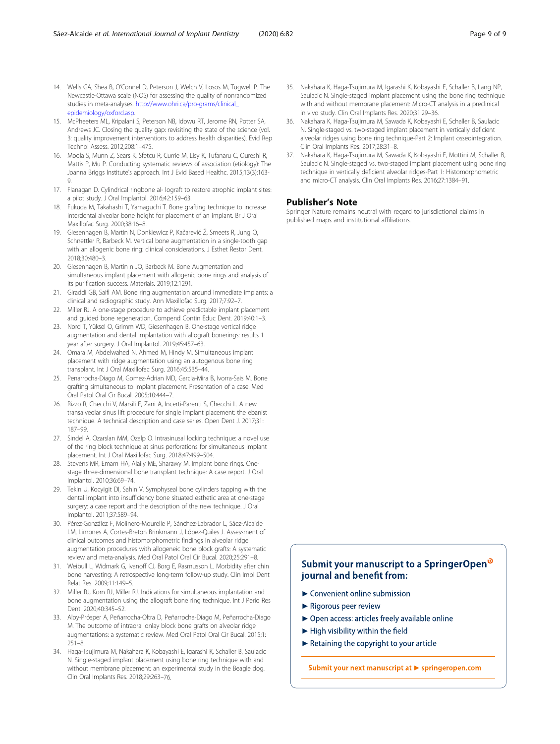14. Wells GA, Shea B, O'Connel D, Peterson J, Welch V, Losos M, Tugwell P. The Newcastle-Ottawa scale (NOS) for assessing the quality of nonrandomized studies in meta-analyses. http://www.ohri.ca/pro-grams/clinical_epidemiology/oxford.asp.
15. McPheeters ML, Kripalani S, Peterson NB, Idowu RT, Jerome RN, Potter SA, Andrews JC. Closing the quality gap: revisiting the state of the science (vol. 3: quality improvement interventions to address health disparities). Evid Rep Technol Assess. 2012;208:1–475.
16. Moola S, Munn Z, Sears K, Sfetcu R, Currie M, Lisy K, Tufanaru C, Qureshi R, Mattis P, Mu P. Conducting systematic reviews of association (etiology): The Joanna Briggs Institute's approach. Int J Evid Based Healthc. 2015;13(3):163-9.
17. Flanagan D. Cylindrical ringbone al- lograft to restore atrophic implant sites: a pilot study. J Oral Implantol. 2016;42:159–63.
18. Fukuda M, Takahashi T, Yamaguchi T. Bone grafting technique to increase interdental alveolar bone height for placement of an implant. Br J Oral Maxillofac Surg. 2000;38:16–8.
19. Giesenhagen B, Martin N, Donkiewicz P, Kačarević Ž, Smeets R, Jung O, Schnettler R, Barbeck M. Vertical bone augmentation in a single-tooth gap with an allogenic bone ring: clinical considerations. J Esthet Restor Dent. 2018;30:480–3.
20. Giesenhagen B, Martin n JO, Barbeck M. Bone Augmentation and simultaneous implant placement with allogenic bone rings and analysis of its purification success. Materials. 2019;12:1291.
21. Giraddi GB, Saifi AM. Bone ring augmentation around immediate implants: a clinical and radiographic study. Ann Maxillofac Surg. 2017;7:92–7.
22. Miller RJ. A one-stage procedure to achieve predictable implant placement and guided bone regeneration. Compend Contin Educ Dent. 2019;40:1–3.
23. Nord T, Yüksel O, Grimm WD, Giesenhagen B. One-stage vertical ridge augmentation and dental implantation with allograft bonerings: results 1 year after surgery. J Oral Implantol. 2019;45:457–63.
24. Omara M, Abdelwahed N, Ahmed M, Hindy M. Simultaneous implant placement with ridge augmentation using an autogenous bone ring transplant. Int J Oral Maxillofac Surg. 2016;45:535–44.
25. Penarrocha-Diago M, Gomez-Adrian MD, Garcia-Mira B, Ivorra-Sais M. Bone grafting simultaneous to implant placement. Presentation of a case. Med Oral Patol Oral Cir Bucal. 2005;10:444–7.
26. Rizzo R, Checchi V, Marsili F, Zani A, Incerti-Parenti S, Checchi L. A new transalveolar sinus lift procedure for single implant placement: the ebanist technique. A technical description and case series. Open Dent J. 2017;31:187–99.
27. Sindel A, Ozarslan MM, Ozalp O. Intrasinusal locking technique: a novel use of the ring block technique at sinus perforations for simultaneous implant placement. Int J Oral Maxillofac Surg. 2018;47:499–504.
28. Stevens MR, Emam HA, Alaily ME, Sharawy M. Implant bone rings. One-stage three-dimensional bone transplant technique: A case report. J Oral Implantol. 2010;36:69–74.
29. Tekin U, Kocyigit DI, Sahin V. Symphyseal bone cylinders tapping with the dental implant into insufficiency bone situated esthetic area at one-stage surgery: a case report and the description of the new technique. J Oral Implantol. 2011;37:589–94.
30. Pérez-González F, Molinero-Mourelle P, Sánchez-Labrador L, Sáez-Alcaide LM, Limones A, Cortes-Breton Brinkmann J, López-Quiles J. Assessment of clinical outcomes and histomorphometric findings in alveolar ridge augmentation procedures with allogeneic bone block grafts: A systematic review and meta-analysis. Med Oral Patol Oral Cir Bucal. 2020;25:291–8.
31. Weibull L, Widmark G, Ivanoff CJ, Borg E, Rasmusson L. Morbidity after chin bone harvesting: A retrospective long-term follow-up study. Clin Impl Dent Relat Res. 2009;11:149–5.
32. Miller RJ, Korn RJ, Miller RJ. Indications for simultaneous implantation and bone augmentation using the allograft bone ring technique. Int J Perio Res Dent. 2020;40:345–52.
33. Aloy-Prósper A, Peñarrocha-Oltra D, Peñarrocha-Diago M, Peñarrocha-Diago M. The outcome of intraoral onlay block bone grafts on alveolar ridge augmentations: a systematic review. Med Oral Patol Oral Cir Bucal. 2015;1:251–8.
34. Haga-Tsujimura M, Nakahara K, Kobayashi E, Igarashi K, Schaller B, Saulacic N. Single-staged implant placement using bone ring technique with and without membrane placement: an experimental study in the Beagle dog. Clin Oral Implants Res. 2018;29:263–76.
35. Nakahara K, Haga-Tsujimura M, Igarashi K, Kobayashi E, Schaller B, Lang NP, Saulacic N. Single-staged implant placement using the bone ring technique with and without membrane placement: Micro-CT analysis in a preclinical in vivo study. Clin Oral Implants Res. 2020;31:29–36.
36. Nakahara K, Haga-Tsujimura M, Sawada K, Kobayashi E, Schaller B, Saulacic N. Single-staged vs. two-staged implant placement in vertically deficient alveolar ridges using bone ring technique-Part 2: Implant osseointegration. Clin Oral Implants Res. 2017;28:31–8.
37. Nakahara K, Haga-Tsujimura M, Sawada K, Kobayashi E, Mottini M, Schaller B, Saulacic N. Single-staged vs. two-staged implant placement using bone ring technique in vertically deficient alveolar ridges-Part 1: Histomorphometric and micro-CT analysis. Clin Oral Implants Res. 2016;27:1384–91.

## Publisher's Note

Springer Nature remains neutral with regard to jurisdictional claims in published maps and institutional affiliations.